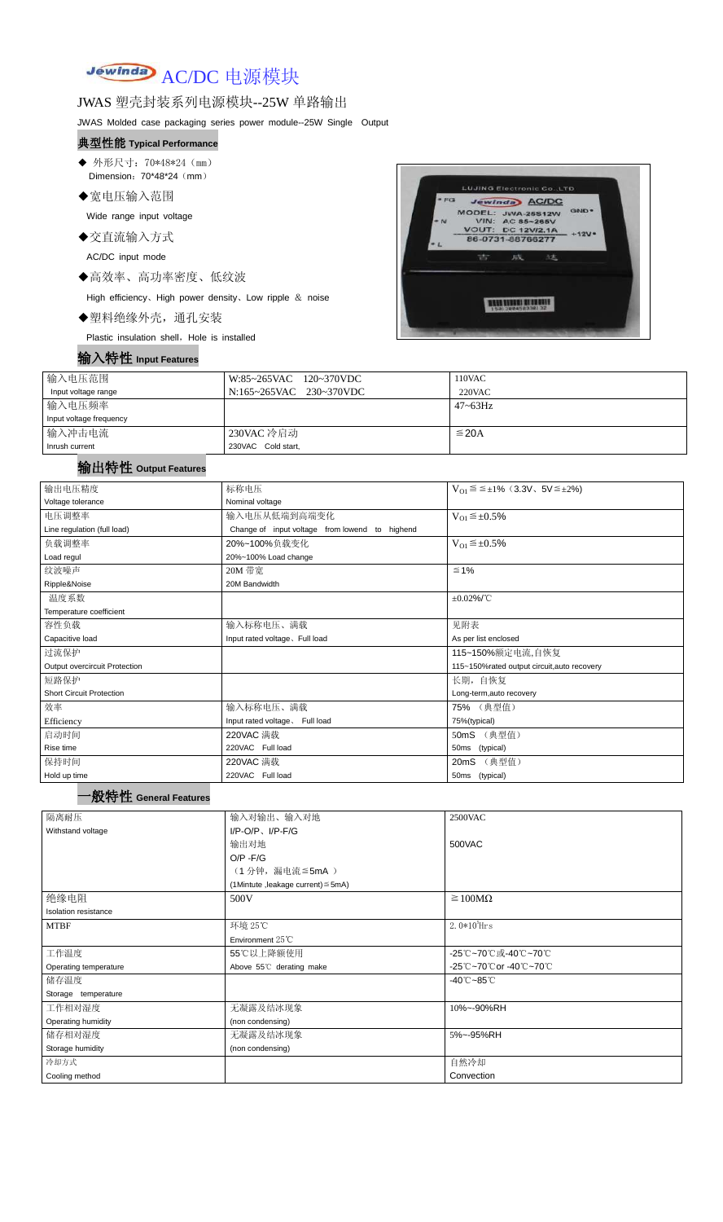# Jewinda AC/DC 电源模块

## JWAS 塑壳封装系列电源模块--25W 单路输出

JWAS Molded case packaging series power module--25W Single Output

### 典型性能 Typical Performance

- ◆ 外形尺寸：70*48*24（mm）
  Dimension：70*48*24（mm）
- ◆宽电压输入范围
  Wide range input voltage
- ◆交直流输入方式
  AC/DC input mode
- ◆高效率、高功率密度、低纹波
  High efficiency、High power density、Low ripple ＆ noise
- ◆塑料绝缘外壳，通孔安装
  Plastic insulation shell，Hole is installed

### 输入特性 Input Features

| 输入电压范围<br>Input voltage range | W:85~265VAC 120~370VDC<br>N:165~265VAC 230~370VDC | 110VAC<br>220VAC |
|---|---|---|
| 输入电压频率<br>Input voltage frequency | | 47~63Hz |
| 输入冲击电流<br>Inrush current | 230VAC 冷启动<br>230VAC Cold start, | ≦20A |

### 输出特性 Output Features

| 输出电压精度<br>Voltage tolerance | 标称电压<br>Nominal voltage | $V_{O1}$≦≦±1%（3.3V、5V≦±2%) |
|---|---|---|
| 电压调整率<br>Line regulation (full load) | 输入电压从低端到高端变化<br>Change of input voltage from lowend to highend | $V_{O1}$≦±0.5% |
| 负载调整率<br>Load regul | 20%~100%负载变化<br>20%~100% Load change | $V_{O1}$≦±0.5% |
| 纹波噪声<br>Ripple&Noise | 20M 带宽<br>20M Bandwidth | ≦1% |
| 温度系数<br>Temperature coefficient | | ±0.02%/℃ |
| 容性负载<br>Capacitive load | 输入标称电压、满载<br>Input rated voltage、Full load | 见附表<br>As per list enclosed |
| 过流保护<br>Output overcircuit Protection | | 115~150%额定电流,自恢复<br>115~150%rated output circuit,auto recovery |
| 短路保护<br>Short Circuit Protection | | 长期，自恢复<br>Long-term,auto recovery |
| 效率<br>Efficiency | 输入标称电压、满载<br>Input rated voltage、 Full load | 75% （典型值）<br>75%(typical) |
| 启动时间<br>Rise time | 220VAC 满载<br>220VAC Full load | 50mS （典型值）<br>50ms (typical) |
| 保持时间<br>Hold up time | 220VAC 满载<br>220VAC Full load | 20mS （典型值）<br>50ms (typical) |

### 一般特性 General Features

| 隔离耐压<br>Withstand voltage | 输入对输出、输入对地<br>I/P-O/P、I/P-F/G<br>输出对地<br>O/P -F/G<br>（1 分钟，漏电流≦5mA ）<br>(1Mintute ,leakage current)≦5mA) | 2500VAC<br><br>500VAC |
|---|---|---|
| 绝缘电阻<br>Isolation resistance | 500V | ≧100MΩ |
| MTBF | 环境 25℃<br>Environment 25℃ | $2.0*10^5$Hrs |
| 工作温度<br>Operating temperature | 55℃以上降额使用<br>Above 55℃ derating make | -25℃~70℃或-40℃~70℃<br>-25℃~70℃or -40℃~70℃ |
| 储存温度<br>Storage temperature | | -40℃~85℃ |
| 工作相对湿度<br>Operating humidity | 无凝露及结冰现象<br>(non condensing) | 10%~-90%RH |
| 储存相对湿度<br>Storage humidity | 无凝露及结冰现象<br>(non condensing) | 5%~-95%RH |
| 冷却方式<br>Cooling method | | 自然冷却<br>Convection |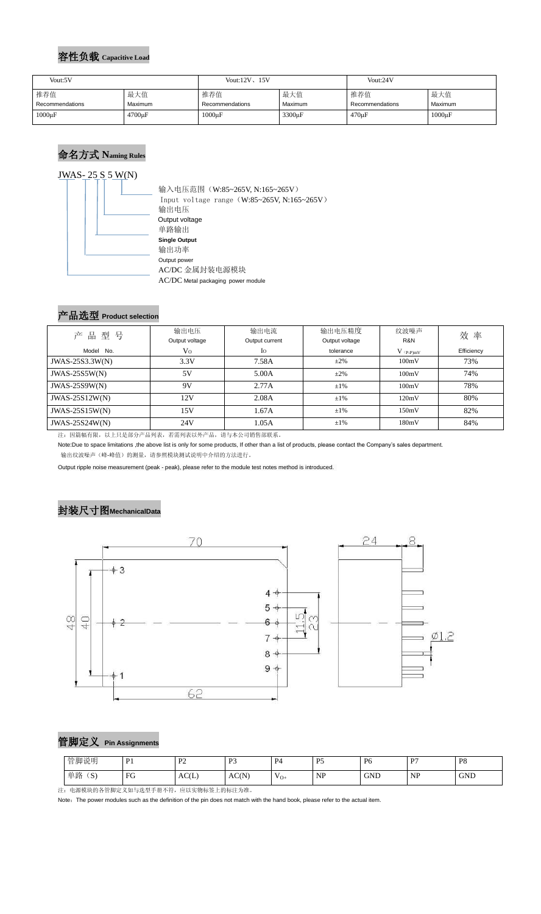## 容性负载 Capacitive Load

| Vout:5V | | Vout:12V、15V | | Vout:24V | |
|---|---|---|---|---|---|
| 推荐值 Recommendations | 最大值 Maximum | 推荐值 Recommendations | 最大值 Maximum | 推荐值 Recommendations | 最大值 Maximum |
| 1000μF | 4700μF | 1000μF | 3300μF | 470μF | 1000μF |

## 命名方式 Naming Rules

JWAS- 25 S 5 W(N)

- 输入电压范围（W:85~265V, N:165~265V）
  Input voltage range（W:85~265V, N:165~265V）
- 输出电压
  Output voltage
- 单路输出
  **Single Output**
- 输出功率
  Output power
- AC/DC 金属封装电源模块
  AC/DC Metal packaging power module

## 产品选型 Product selection

| 产 品 型 号<br>Model No. | 输出电压<br>Output voltage<br>$V_O$ | 输出电流<br>Output current<br>$I_O$ | 输出电压精度<br>Output voltage<br>tolerance | 纹波噪声<br>R&N<br>$V_{(P-P)mV}$ | 效 率<br>Efficiency |
|---|---|---|---|---|---|
| JWAS-25S3.3W(N) | 3.3V | 7.58A | ±2% | 100mV | 73% |
| JWAS-25S5W(N) | 5V | 5.00A | ±2% | 100mV | 74% |
| JWAS-25S9W(N) | 9V | 2.77A | ±1% | 100mV | 78% |
| JWAS-25S12W(N) | 12V | 2.08A | ±1% | 120mV | 80% |
| JWAS-25S15W(N) | 15V | 1.67A | ±1% | 150mV | 82% |
| JWAS-25S24W(N) | 24V | 1.05A | ±1% | 180mV | 84% |

注：因篇幅有限，以上只是部分产品列表，若需列表以外产品，请与本公司销售部联系。

Note:Due to space limitations ,the above list is only for some products, If other than a list of products, please contact the Company's sales department.

输出纹波噪声（峰-峰值）的测量，请参照模块测试说明中介绍的方法进行。

Output ripple noise measurement (peak - peak), please refer to the module test notes method is introduced.

## 封装尺寸图MechanicalData

70, 62, 48, 40, 11.5, 23, 24, 8, Ø1.2

Pins: 1, 2, 3, 4, 5, 6, 7, 8, 9

## 管脚定义 Pin Assignments

| 管脚说明 | P1 | P2 | P3 | P4 | P5 | P6 | P7 | P8 |
|---|---|---|---|---|---|---|---|---|
| 单路（S） | FG | AC(L) | AC(N) | $V_{O+}$ | NP | GND | NP | GND |

注：电源模块的各管脚定义如与选型手册不符，应以实物标签上的标注为准。

Note：The power modules such as the definition of the pin does not match with the hand book, please refer to the actual item.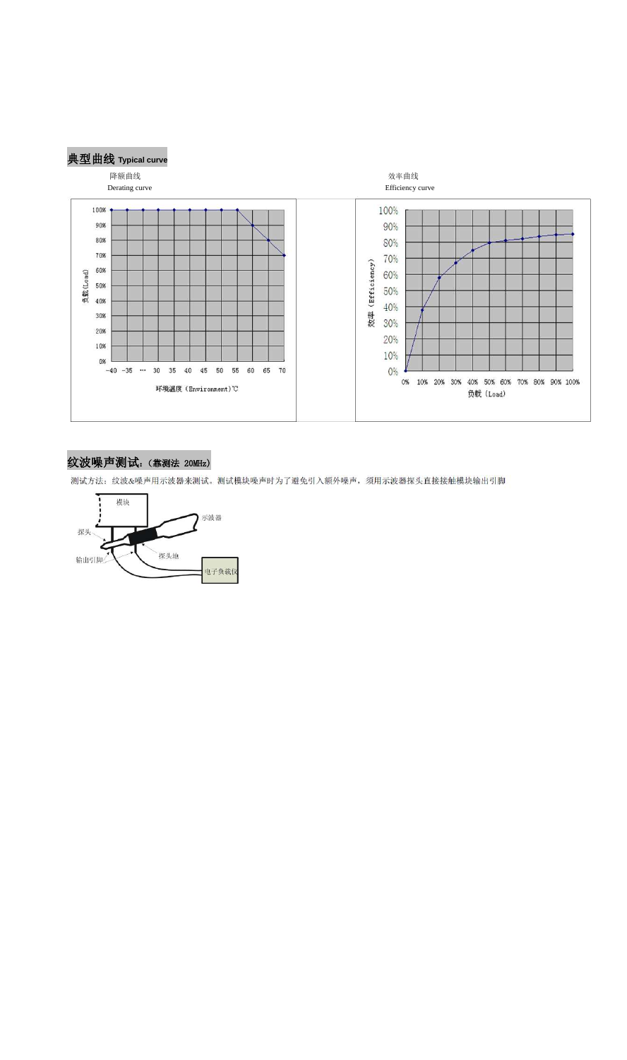## 典型曲线 Typical curve

降额曲线

Derating curve

100%
90%
80%
70%
60%
50%
40%
30%
20%
10%
0%

负载(Load)

-40 -35 … 30 35 40 45 50 55 60 65 70

环境温度 (Environment)℃

效率曲线

Efficiency curve

100%
90%
80%
70%
60%
50%
40%
30%
20%
10%
0%

效率 (Efficiency)

0% 10% 20% 30% 40% 50% 60% 70% 80% 90% 100%

负载 (Load)

## 纹波噪声测试:(靠测法 20MHz)

测试方法:纹波&噪声用示波器来测试。测试模块噪声时为了避免引入额外噪声,须用示波器探头直接接触模块输出引脚

模块

示波器

探头

探头地

输出引脚

电子负载仪